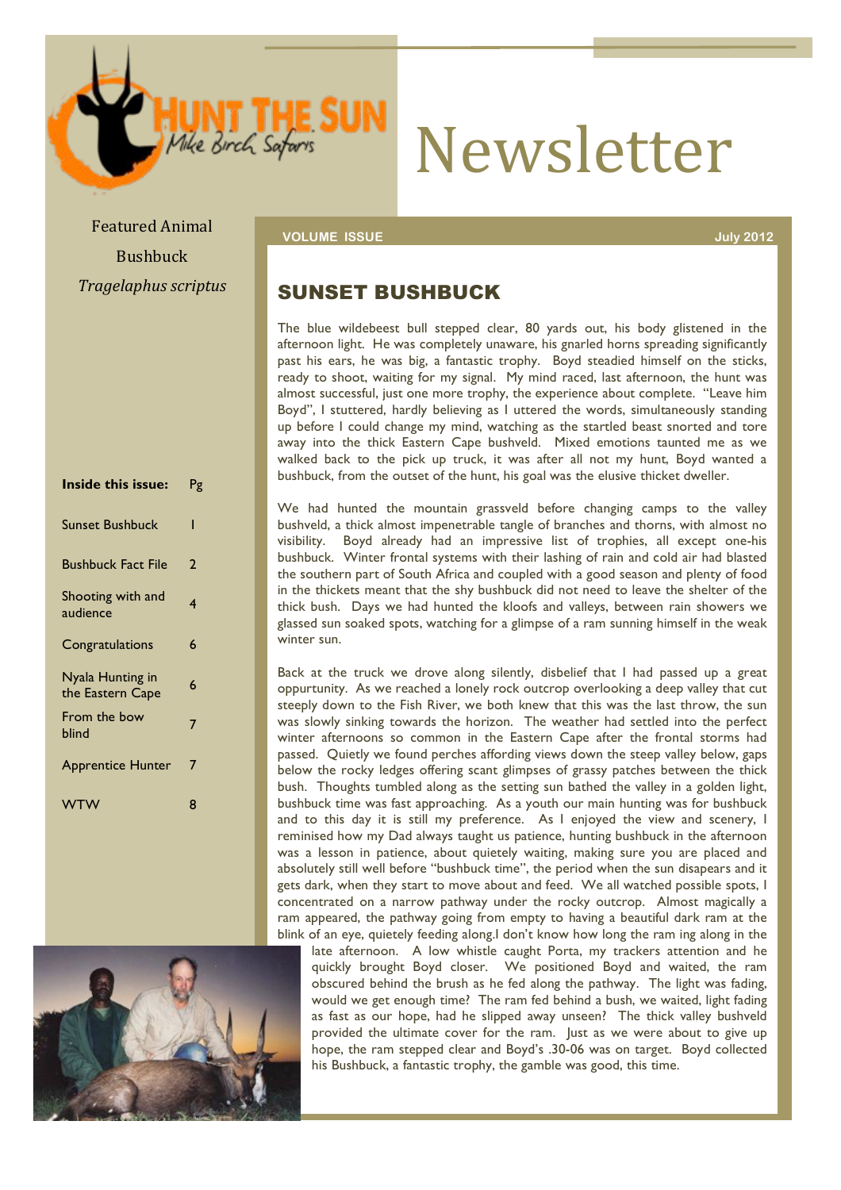# Newsletter

HUNT THE SUN
Mike Birch Safaris

Featured Animal

Bushbuck

*Tragelaphus scriptus*

| **Inside this issue:** | Pg |
|---|---|
| Sunset Bushbuck | 1 |
| Bushbuck Fact File | 2 |
| Shooting with and audience | 4 |
| Congratulations | 6 |
| Nyala Hunting in the Eastern Cape | 6 |
| From the bow blind | 7 |
| Apprentice Hunter | 7 |
| WTW | 8 |

**VOLUME ISSUE** **July 2012**

## SUNSET BUSHBUCK

The blue wildebeest bull stepped clear, 80 yards out, his body glistened in the afternoon light. He was completely unaware, his gnarled horns spreading significantly past his ears, he was big, a fantastic trophy. Boyd steadied himself on the sticks, ready to shoot, waiting for my signal. My mind raced, last afternoon, the hunt was almost successful, just one more trophy, the experience about complete. "Leave him Boyd", I stuttered, hardly believing as I uttered the words, simultaneously standing up before I could change my mind, watching as the startled beast snorted and tore away into the thick Eastern Cape bushveld. Mixed emotions taunted me as we walked back to the pick up truck, it was after all not my hunt, Boyd wanted a bushbuck, from the outset of the hunt, his goal was the elusive thicket dweller.

We had hunted the mountain grassveld before changing camps to the valley bushveld, a thick almost impenetrable tangle of branches and thorns, with almost no visibility. Boyd already had an impressive list of trophies, all except one-his bushbuck. Winter frontal systems with their lashing of rain and cold air had blasted the southern part of South Africa and coupled with a good season and plenty of food in the thickets meant that the shy bushbuck did not need to leave the shelter of the thick bush. Days we had hunted the kloofs and valleys, between rain showers we glassed sun soaked spots, watching for a glimpse of a ram sunning himself in the weak winter sun.

Back at the truck we drove along silently, disbelief that I had passed up a great oppurtunity. As we reached a lonely rock outcrop overlooking a deep valley that cut steeply down to the Fish River, we both knew that this was the last throw, the sun was slowly sinking towards the horizon. The weather had settled into the perfect winter afternoons so common in the Eastern Cape after the frontal storms had passed. Quietly we found perches affording views down the steep valley below, gaps below the rocky ledges offering scant glimpses of grassy patches between the thick bush. Thoughts tumbled along as the setting sun bathed the valley in a golden light, bushbuck time was fast approaching. As a youth our main hunting was for bushbuck and to this day it is still my preference. As I enjoyed the view and scenery, I reminised how my Dad always taught us patience, hunting bushbuck in the afternoon was a lesson in patience, about quietely waiting, making sure you are placed and absolutely still well before "bushbuck time", the period when the sun disapears and it gets dark, when they start to move about and feed. We all watched possible spots, I concentrated on a narrow pathway under the rocky outcrop. Almost magically a ram appeared, the pathway going from empty to having a beautiful dark ram at the blink of an eye, quietely feeding along.I don't know how long the ram ing along in the late afternoon. A low whistle caught Porta, my trackers attention and he quickly brought Boyd closer. We positioned Boyd and waited, the ram obscured behind the brush as he fed along the pathway. The light was fading, would we get enough time? The ram fed behind a bush, we waited, light fading as fast as our hope, had he slipped away unseen? The thick valley bushveld provided the ultimate cover for the ram. Just as we were about to give up hope, the ram stepped clear and Boyd's .30-06 was on target. Boyd collected his Bushbuck, a fantastic trophy, the gamble was good, this time.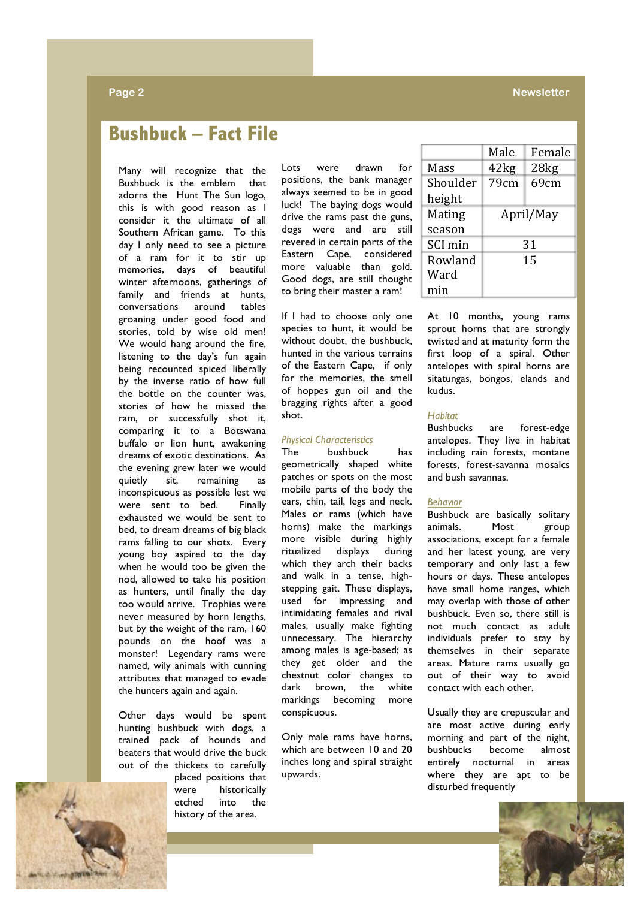# Bushbuck – Fact File

Many will recognize that the Bushbuck is the emblem that adorns the Hunt The Sun logo, this is with good reason as I consider it the ultimate of all Southern African game. To this day I only need to see a picture of a ram for it to stir up memories, days of beautiful winter afternoons, gatherings of family and friends at hunts, conversations around tables groaning under good food and stories, told by wise old men! We would hang around the fire, listening to the day's fun again being recounted spiced liberally by the inverse ratio of how full the bottle on the counter was, stories of how he missed the ram, or successfully shot it, comparing it to a Botswana buffalo or lion hunt, awakening dreams of exotic destinations. As the evening grew later we would quietly sit, remaining as inconspicuous as possible lest we were sent to bed. Finally exhausted we would be sent to bed, to dream dreams of big black rams falling to our shots. Every young boy aspired to the day when he would too be given the nod, allowed to take his position as hunters, until finally the day too would arrive. Trophies were never measured by horn lengths, but by the weight of the ram, 160 pounds on the hoof was a monster! Legendary rams were named, wily animals with cunning attributes that managed to evade the hunters again and again.

Other days would be spent hunting bushbuck with dogs, a trained pack of hounds and beaters that would drive the buck out of the thickets to carefully placed positions that were historically etched into the history of the area.

Lots were drawn for positions, the bank manager always seemed to be in good luck! The baying dogs would drive the rams past the guns, dogs were and are still revered in certain parts of the Eastern Cape, considered more valuable than gold. Good dogs, are still thought to bring their master a ram!

If I had to choose only one species to hunt, it would be without doubt, the bushbuck, hunted in the various terrains of the Eastern Cape, if only for the memories, the smell of hoppes gun oil and the bragging rights after a good shot.

*Physical Characteristics*

The bushbuck has geometrically shaped white patches or spots on the most mobile parts of the body the ears, chin, tail, legs and neck. Males or rams (which have horns) make the markings more visible during highly ritualized displays during which they arch their backs and walk in a tense, high-stepping gait. These displays, used for impressing and intimidating females and rival males, usually make fighting unnecessary. The hierarchy among males is age-based; as they get older and the chestnut color changes to dark brown, the white markings becoming more conspicuous.

Only male rams have horns, which are between 10 and 20 inches long and spiral straight upwards.

| | Male | Female |
|---|---|---|
| Mass | 42kg | 28kg |
| Shoulder height | 79cm | 69cm |
| Mating season | April/May | |
| SCI min | 31 | |
| Rowland Ward min | 15 | |

At 10 months, young rams sprout horns that are strongly twisted and at maturity form the first loop of a spiral. Other antelopes with spiral horns are sitatungas, bongos, elands and kudus.

*Habitat*

Bushbucks are forest-edge antelopes. They live in habitat including rain forests, montane forests, forest-savanna mosaics and bush savannas.

*Behavior*

Bushbuck are basically solitary animals. Most group associations, except for a female and her latest young, are very temporary and only last a few hours or days. These antelopes have small home ranges, which may overlap with those of other bushbuck. Even so, there still is not much contact as adult individuals prefer to stay by themselves in their separate areas. Mature rams usually go out of their way to avoid contact with each other.

Usually they are crepuscular and are most active during early morning and part of the night, bushbucks become almost entirely nocturnal in areas where they are apt to be disturbed frequently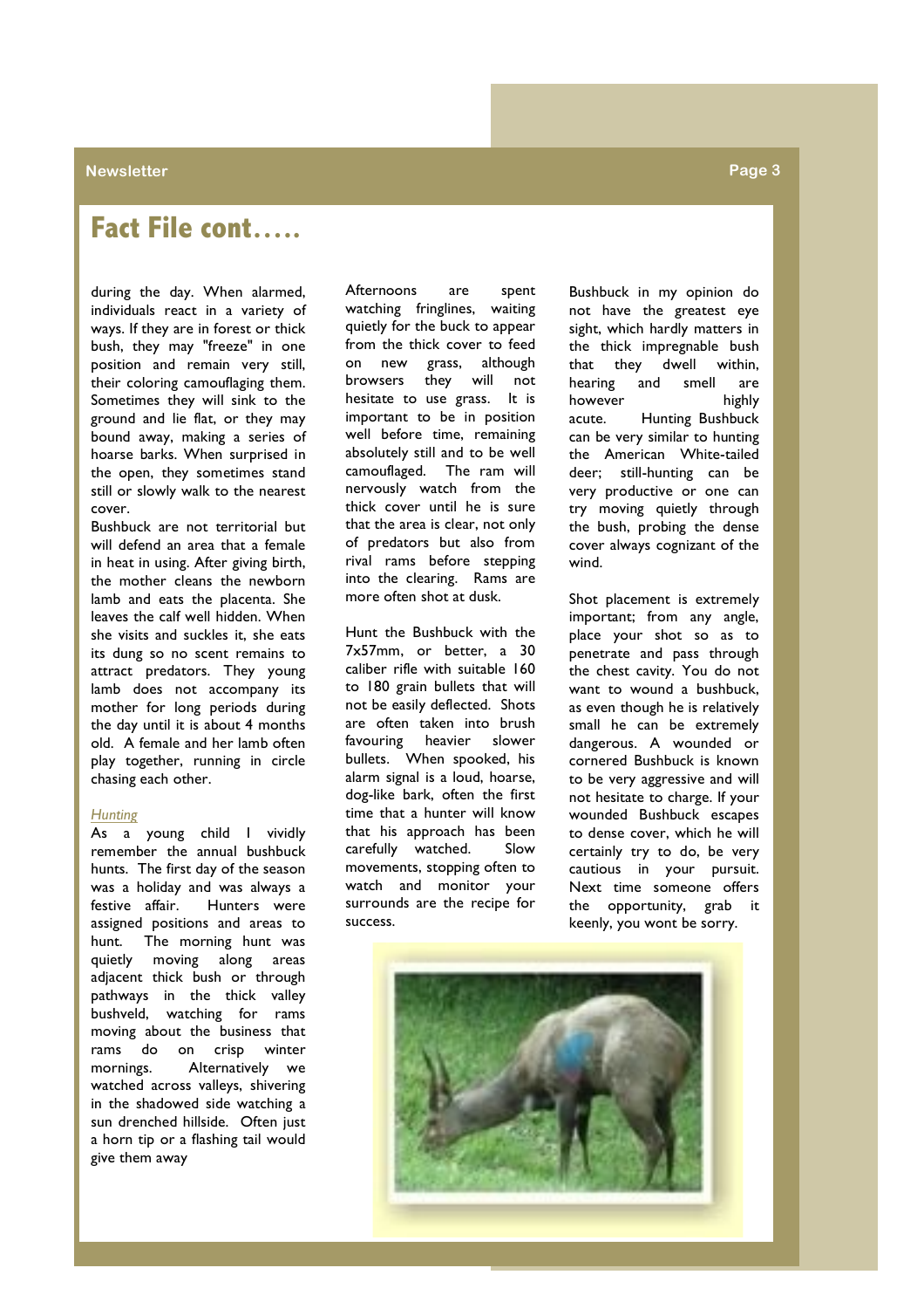# Fact File cont.....

during the day. When alarmed, individuals react in a variety of ways. If they are in forest or thick bush, they may "freeze" in one position and remain very still, their coloring camouflaging them. Sometimes they will sink to the ground and lie flat, or they may bound away, making a series of hoarse barks. When surprised in the open, they sometimes stand still or slowly walk to the nearest cover.

Bushbuck are not territorial but will defend an area that a female in heat in using. After giving birth, the mother cleans the newborn lamb and eats the placenta. She leaves the calf well hidden. When she visits and suckles it, she eats its dung so no scent remains to attract predators. They young lamb does not accompany its mother for long periods during the day until it is about 4 months old. A female and her lamb often play together, running in circle chasing each other.

*Hunting*

As a young child I vividly remember the annual bushbuck hunts. The first day of the season was a holiday and was always a festive affair. Hunters were assigned positions and areas to hunt. The morning hunt was quietly moving along areas adjacent thick bush or through pathways in the thick valley bushveld, watching for rams moving about the business that rams do on crisp winter mornings. Alternatively we watched across valleys, shivering in the shadowed side watching a sun drenched hillside. Often just a horn tip or a flashing tail would give them away

Afternoons are spent watching fringlines, waiting quietly for the buck to appear from the thick cover to feed on new grass, although browsers they will not hesitate to use grass. It is important to be in position well before time, remaining absolutely still and to be well camouflaged. The ram will nervously watch from the thick cover until he is sure that the area is clear, not only of predators but also from rival rams before stepping into the clearing. Rams are more often shot at dusk.

Hunt the Bushbuck with the 7x57mm, or better, a 30 caliber rifle with suitable 160 to 180 grain bullets that will not be easily deflected. Shots are often taken into brush favouring heavier slower bullets. When spooked, his alarm signal is a loud, hoarse, dog-like bark, often the first time that a hunter will know that his approach has been carefully watched. Slow movements, stopping often to watch and monitor your surrounds are the recipe for success.

Bushbuck in my opinion do not have the greatest eye sight, which hardly matters in the thick impregnable bush that they dwell within, hearing and smell are however highly acute. Hunting Bushbuck can be very similar to hunting the American White-tailed deer; still-hunting can be very productive or one can try moving quietly through the bush, probing the dense cover always cognizant of the wind.

Shot placement is extremely important; from any angle, place your shot so as to penetrate and pass through the chest cavity. You do not want to wound a bushbuck, as even though he is relatively small he can be extremely dangerous. A wounded or cornered Bushbuck is known to be very aggressive and will not hesitate to charge. If your wounded Bushbuck escapes to dense cover, which he will certainly try to do, be very cautious in your pursuit. Next time someone offers the opportunity, grab it keenly, you wont be sorry.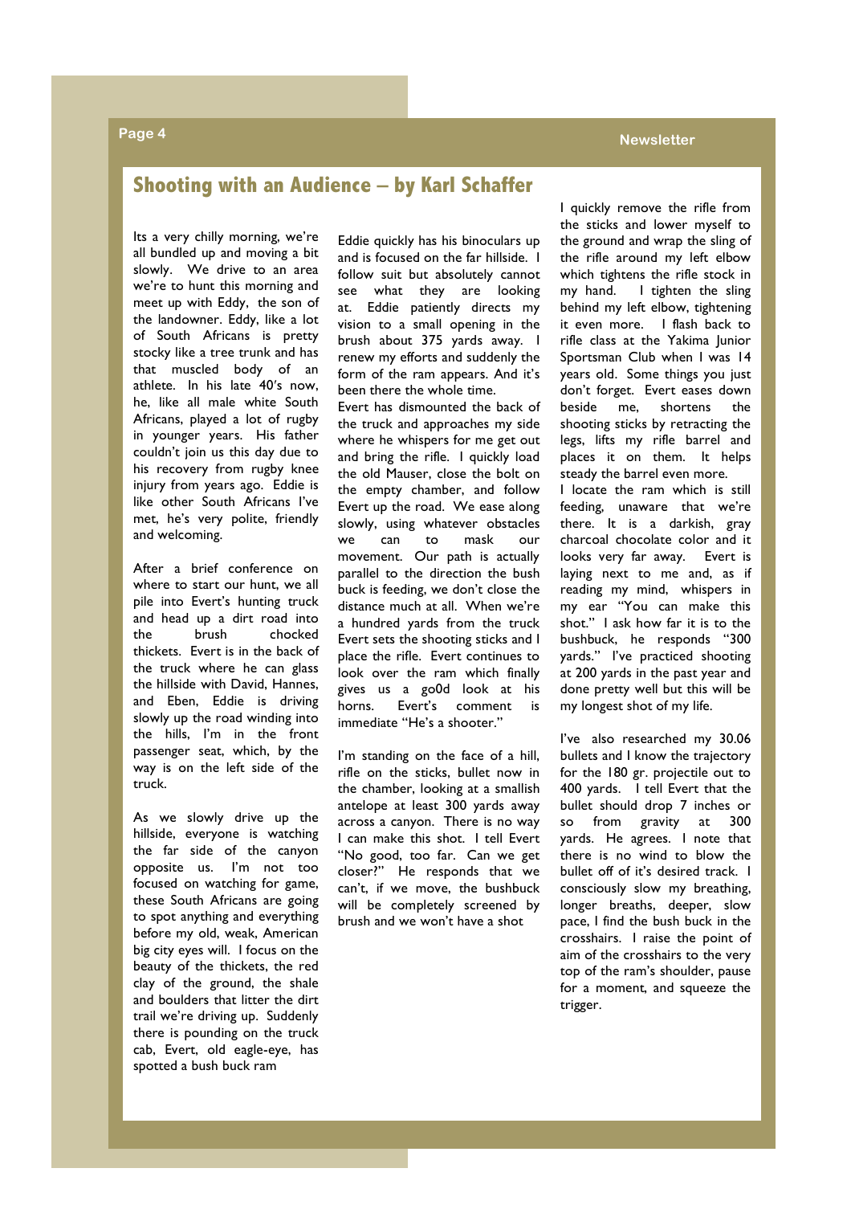## Shooting with an Audience – by Karl Schaffer

Its a very chilly morning, we're all bundled up and moving a bit slowly. We drive to an area we're to hunt this morning and meet up with Eddy, the son of the landowner. Eddy, like a lot of South Africans is pretty stocky like a tree trunk and has that muscled body of an athlete. In his late 40's now, he, like all male white South Africans, played a lot of rugby in younger years. His father couldn't join us this day due to his recovery from rugby knee injury from years ago. Eddie is like other South Africans I've met, he's very polite, friendly and welcoming.

After a brief conference on where to start our hunt, we all pile into Evert's hunting truck and head up a dirt road into the brush chocked thickets. Evert is in the back of the truck where he can glass the hillside with David, Hannes, and Eben, Eddie is driving slowly up the road winding into the hills, I'm in the front passenger seat, which, by the way is on the left side of the truck.

As we slowly drive up the hillside, everyone is watching the far side of the canyon opposite us. I'm not too focused on watching for game, these South Africans are going to spot anything and everything before my old, weak, American big city eyes will. I focus on the beauty of the thickets, the red clay of the ground, the shale and boulders that litter the dirt trail we're driving up. Suddenly there is pounding on the truck cab, Evert, old eagle-eye, has spotted a bush buck ram

Eddie quickly has his binoculars up and is focused on the far hillside. I follow suit but absolutely cannot see what they are looking at. Eddie patiently directs my vision to a small opening in the brush about 375 yards away. I renew my efforts and suddenly the form of the ram appears. And it's been there the whole time.

Evert has dismounted the back of the truck and approaches my side where he whispers for me get out and bring the rifle. I quickly load the old Mauser, close the bolt on the empty chamber, and follow Evert up the road. We ease along slowly, using whatever obstacles we can to mask our movement. Our path is actually parallel to the direction the bush buck is feeding, we don't close the distance much at all. When we're a hundred yards from the truck Evert sets the shooting sticks and I place the rifle. Evert continues to look over the ram which finally gives us a go0d look at his horns. Evert's comment is immediate "He's a shooter."

I'm standing on the face of a hill, rifle on the sticks, bullet now in the chamber, looking at a smallish antelope at least 300 yards away across a canyon. There is no way I can make this shot. I tell Evert "No good, too far. Can we get closer?" He responds that we can't, if we move, the bushbuck will be completely screened by brush and we won't have a shot

I quickly remove the rifle from the sticks and lower myself to the ground and wrap the sling of the rifle around my left elbow which tightens the rifle stock in my hand. I tighten the sling behind my left elbow, tightening it even more. I flash back to rifle class at the Yakima Junior Sportsman Club when I was 14 years old. Some things you just don't forget. Evert eases down beside me, shortens the shooting sticks by retracting the legs, lifts my rifle barrel and places it on them. It helps steady the barrel even more.

I locate the ram which is still feeding, unaware that we're there. It is a darkish, gray charcoal chocolate color and it looks very far away. Evert is laying next to me and, as if reading my mind, whispers in my ear "You can make this shot." I ask how far it is to the bushbuck, he responds "300 yards." I've practiced shooting at 200 yards in the past year and done pretty well but this will be my longest shot of my life.

I've also researched my 30.06 bullets and I know the trajectory for the 180 gr. projectile out to 400 yards. I tell Evert that the bullet should drop 7 inches or so from gravity at 300 yards. He agrees. I note that there is no wind to blow the bullet off of it's desired track. I consciously slow my breathing, longer breaths, deeper, slow pace, I find the bush buck in the crosshairs. I raise the point of aim of the crosshairs to the very top of the ram's shoulder, pause for a moment, and squeeze the trigger.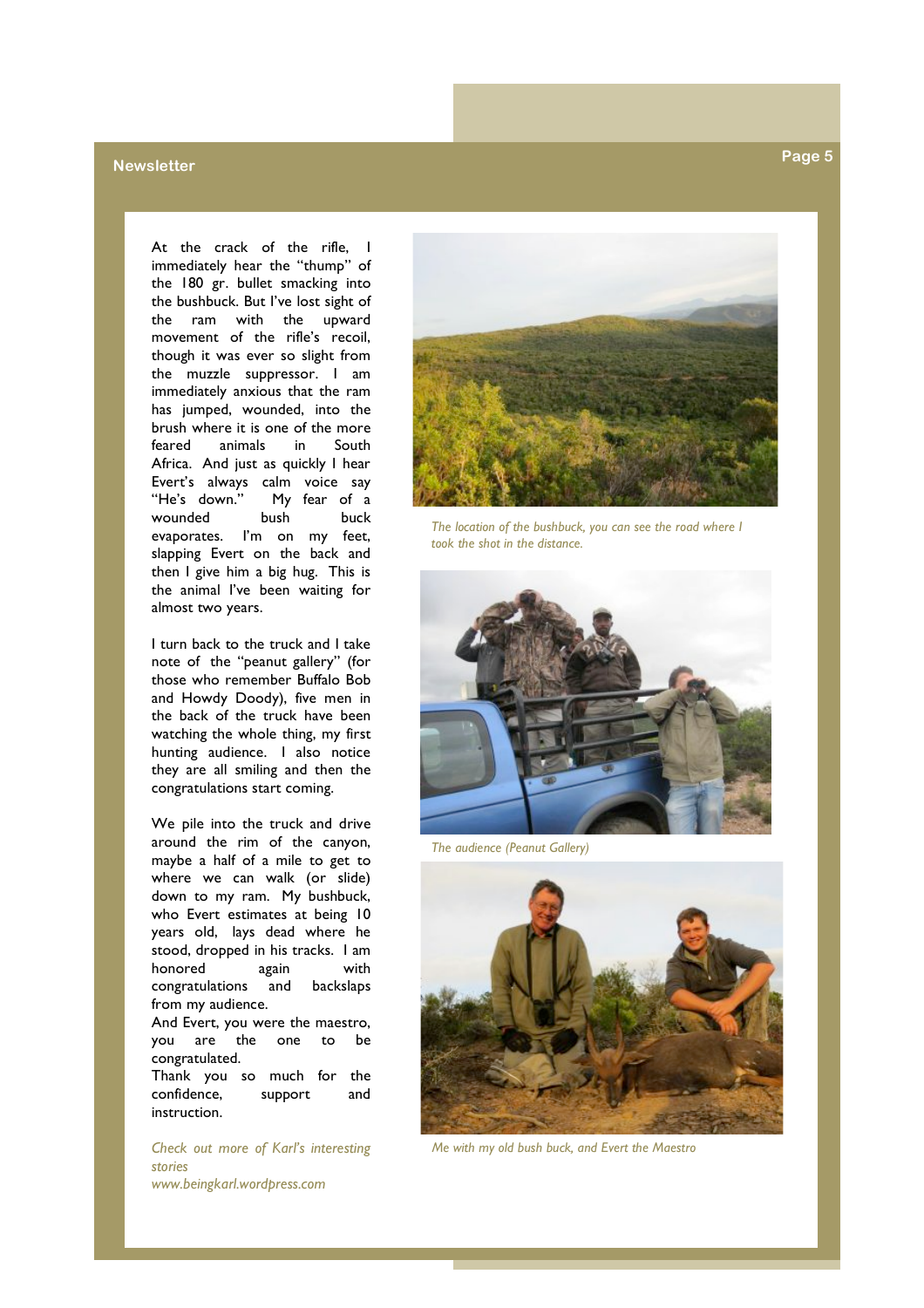At the crack of the rifle, I immediately hear the "thump" of the 180 gr. bullet smacking into the bushbuck. But I've lost sight of the ram with the upward movement of the rifle's recoil, though it was ever so slight from the muzzle suppressor. I am immediately anxious that the ram has jumped, wounded, into the brush where it is one of the more feared animals in South Africa. And just as quickly I hear Evert's always calm voice say "He's down." My fear of a wounded bush buck evaporates. I'm on my feet, slapping Evert on the back and then I give him a big hug. This is the animal I've been waiting for almost two years.

I turn back to the truck and I take note of the "peanut gallery" (for those who remember Buffalo Bob and Howdy Doody), five men in the back of the truck have been watching the whole thing, my first hunting audience. I also notice they are all smiling and then the congratulations start coming.

We pile into the truck and drive around the rim of the canyon, maybe a half of a mile to get to where we can walk (or slide) down to my ram. My bushbuck, who Evert estimates at being 10 years old, lays dead where he stood, dropped in his tracks. I am honored again with congratulations and backslaps from my audience.

And Evert, you were the maestro, you are the one to be congratulated.

Thank you so much for the confidence, support and instruction.

*Check out more of Karl's interesting stories*
*www.beingkarl.wordpress.com*

*The location of the bushbuck, you can see the road where I took the shot in the distance.*

*The audience (Peanut Gallery)*

*Me with my old bush buck, and Evert the Maestro*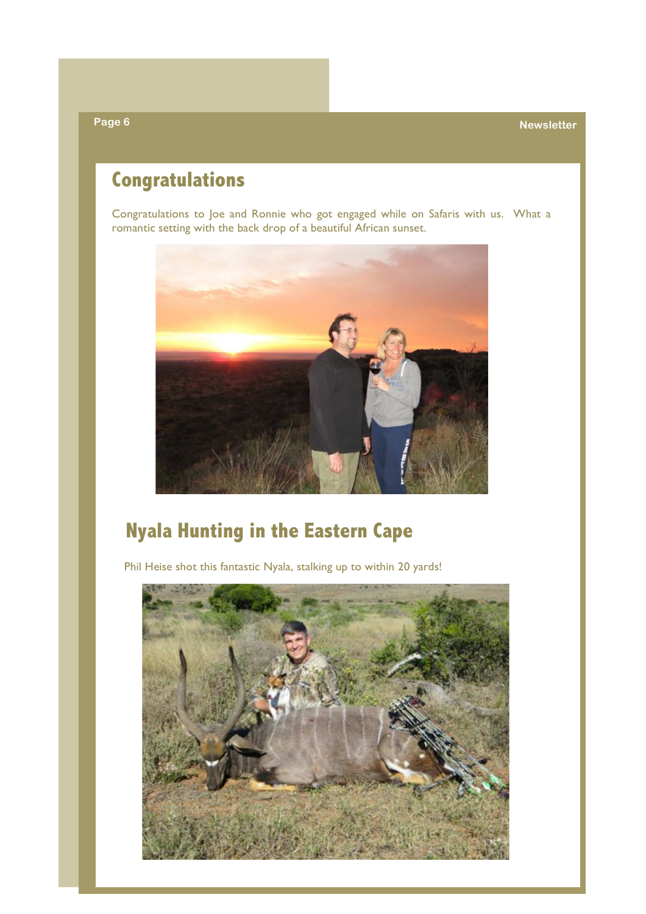## Congratulations

Congratulations to Joe and Ronnie who got engaged while on Safaris with us. What a romantic setting with the back drop of a beautiful African sunset.

## Nyala Hunting in the Eastern Cape

Phil Heise shot this fantastic Nyala, stalking up to within 20 yards!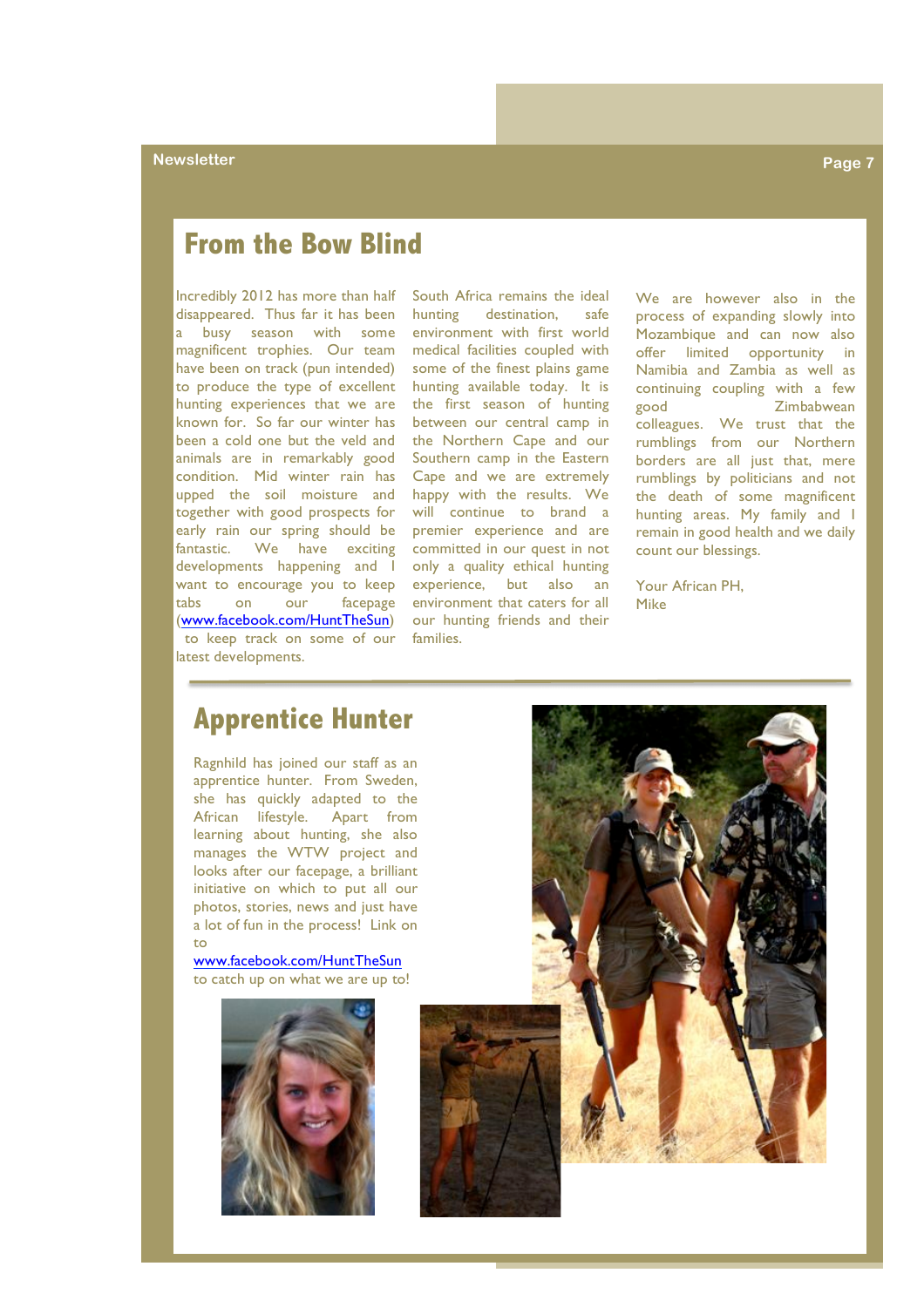## From the Bow Blind

Incredibly 2012 has more than half disappeared. Thus far it has been a busy season with some magnificent trophies. Our team have been on track (pun intended) to produce the type of excellent hunting experiences that we are known for. So far our winter has been a cold one but the veld and animals are in remarkably good condition. Mid winter rain has upped the soil moisture and together with good prospects for early rain our spring should be fantastic. We have exciting developments happening and I want to encourage you to keep tabs on our facepage (www.facebook.com/HuntTheSun) to keep track on some of our latest developments.

South Africa remains the ideal hunting destination, safe environment with first world medical facilities coupled with some of the finest plains game hunting available today. It is the first season of hunting between our central camp in the Northern Cape and our Southern camp in the Eastern Cape and we are extremely happy with the results. We will continue to brand a premier experience and are committed in our quest in not only a quality ethical hunting experience, but also an environment that caters for all our hunting friends and their families.

We are however also in the process of expanding slowly into Mozambique and can now also offer limited opportunity in Namibia and Zambia as well as continuing coupling with a few good Zimbabwean colleagues. We trust that the rumblings from our Northern borders are all just that, mere rumblings by politicians and not the death of some magnificent hunting areas. My family and I remain in good health and we daily count our blessings.

Your African PH,
Mike

## Apprentice Hunter

Ragnhild has joined our staff as an apprentice hunter. From Sweden, she has quickly adapted to the African lifestyle. Apart from learning about hunting, she also manages the WTW project and looks after our facepage, a brilliant initiative on which to put all our photos, stories, news and just have a lot of fun in the process! Link on to www.facebook.com/HuntTheSun to catch up on what we are up to!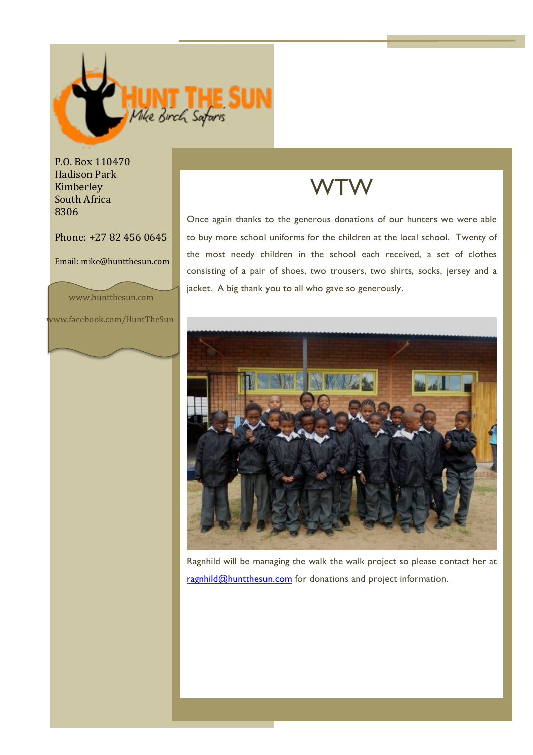P.O. Box 110470
Hadison Park
Kimberley
South Africa
8306

Phone: +27 82 456 0645

Email: mike@huntthesun.com

www.huntthesun.com

www.facebook.com/HuntTheSun

# WTW

Once again thanks to the generous donations of our hunters we were able to buy more school uniforms for the children at the local school. Twenty of the most needy children in the school each received, a set of clothes consisting of a pair of shoes, two trousers, two shirts, socks, jersey and a jacket. A big thank you to all who gave so generously.

Ragnhild will be managing the walk the walk project so please contact her at ragnhild@huntthesun.com for donations and project information.